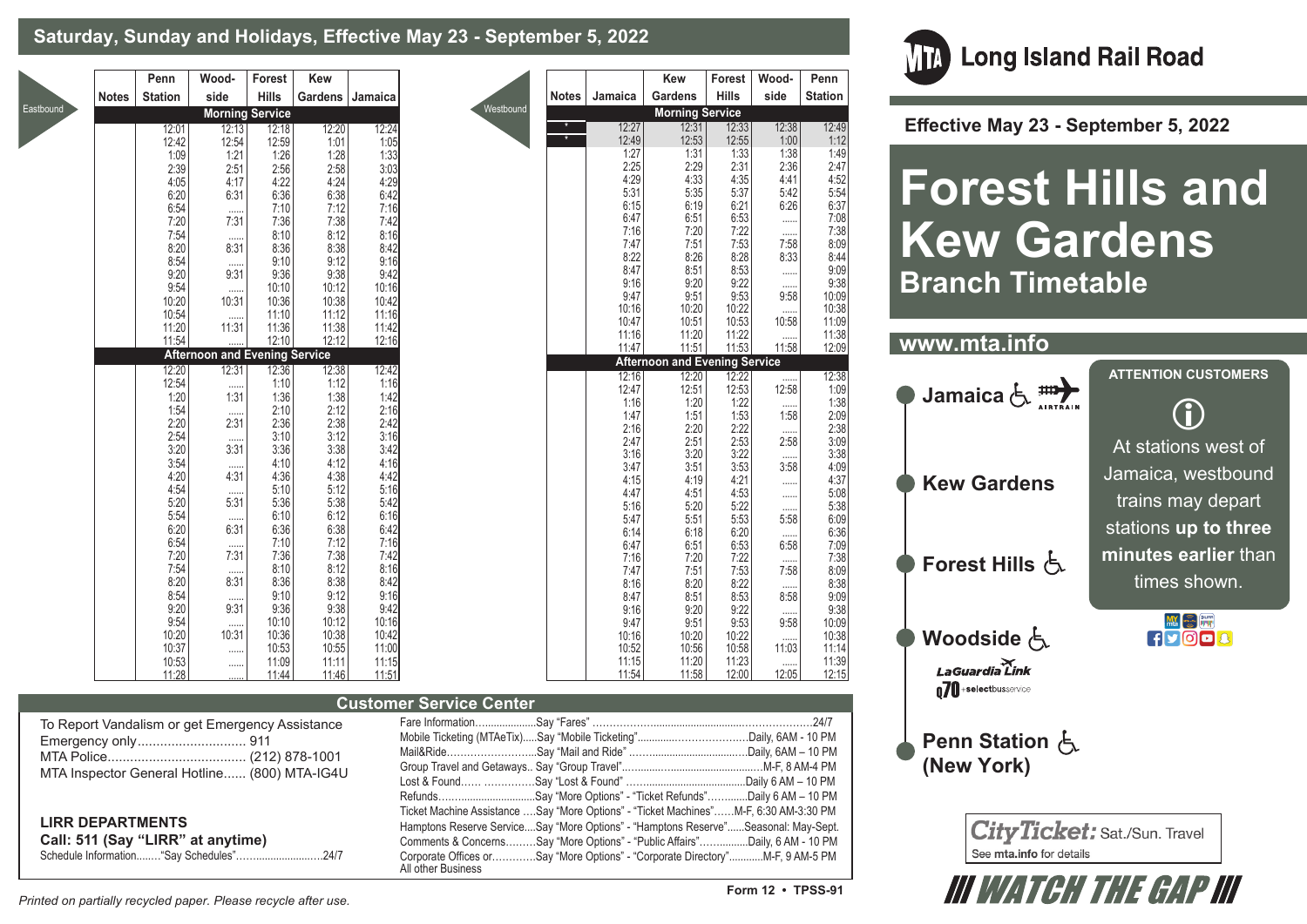# Long Island Rail Road

**Effective May 23 - September 5, 2022**

# Forest Hills and Kew Gardens

## Branch Timetable

**www.mta.info**

## Saturday, Sunday and Holidays, Effective May 23 - September 5, 2022

### Eastbound

| Notes | Penn Station | Wood-side | Forest Hills | Kew Gardens | Jamaica |
|---|---|---|---|---|---|
| | **Morning Service** | | | | |
| | 12:01 | 12:13 | 12:18 | 12:20 | 12:24 |
| | 12:42 | 12:54 | 12:59 | 1:01 | 1:05 |
| | 1:09 | 1:21 | 1:26 | 1:28 | 1:33 |
| | 2:39 | 2:51 | 2:56 | 2:58 | 3:03 |
| | 4:05 | 4:17 | 4:22 | 4:24 | 4:29 |
| | 6:20 | 6:31 | 6:36 | 6:38 | 6:42 |
| | 6:54 | ...... | 7:10 | 7:12 | 7:16 |
| | 7:20 | 7:31 | 7:36 | 7:38 | 7:42 |
| | 7:54 | ...... | 8:10 | 8:12 | 8:16 |
| | 8:20 | 8:31 | 8:36 | 8:38 | 8:42 |
| | 8:54 | ...... | 9:10 | 9:12 | 9:16 |
| | 9:20 | 9:31 | 9:36 | 9:38 | 9:42 |
| | 9:54 | ...... | 10:10 | 10:12 | 10:16 |
| | 10:20 | 10:31 | 10:36 | 10:38 | 10:42 |
| | 10:54 | ...... | 11:10 | 11:12 | 11:16 |
| | 11:20 | 11:31 | 11:36 | 11:38 | 11:42 |
| | 11:54 | ...... | 12:10 | 12:12 | 12:16 |
| | **Afternoon and Evening Service** | | | | |
| | 12:20 | 12:31 | 12:36 | 12:38 | 12:42 |
| | 12:54 | ...... | 1:10 | 1:12 | 1:16 |
| | 1:20 | 1:31 | 1:36 | 1:38 | 1:42 |
| | 1:54 | ...... | 2:10 | 2:12 | 2:16 |
| | 2:20 | 2:31 | 2:36 | 2:38 | 2:42 |
| | 2:54 | ...... | 3:10 | 3:12 | 3:16 |
| | 3:20 | 3:31 | 3:36 | 3:38 | 3:42 |
| | 3:54 | ...... | 4:10 | 4:12 | 4:16 |
| | 4:20 | 4:31 | 4:36 | 4:38 | 4:42 |
| | 4:54 | ...... | 5:10 | 5:12 | 5:16 |
| | 5:20 | 5:31 | 5:36 | 5:38 | 5:42 |
| | 5:54 | ...... | 6:10 | 6:12 | 6:16 |
| | 6:20 | 6:31 | 6:36 | 6:38 | 6:42 |
| | 6:54 | ...... | 7:10 | 7:12 | 7:16 |
| | 7:20 | 7:31 | 7:36 | 7:38 | 7:42 |
| | 7:54 | ...... | 8:10 | 8:12 | 8:16 |
| | 8:20 | 8:31 | 8:36 | 8:38 | 8:42 |
| | 8:54 | ...... | 9:10 | 9:12 | 9:16 |
| | 9:20 | 9:31 | 9:36 | 9:38 | 9:42 |
| | 9:54 | ...... | 10:10 | 10:12 | 10:16 |
| | 10:20 | 10:31 | 10:36 | 10:38 | 10:42 |
| | 10:37 | ...... | 10:53 | 10:55 | 11:00 |
| | 10:53 | ...... | 11:09 | 11:11 | 11:15 |
| | 11:28 | ...... | 11:44 | 11:46 | 11:51 |

### Westbound

| Notes | Jamaica | Kew Gardens | Forest Hills | Wood-side | Penn Station |
|---|---|---|---|---|---|
| | **Morning Service** | | | | |
| * | 12:27 | 12:31 | 12:33 | 12:38 | 12:49 |
| * | 12:49 | 12:53 | 12:55 | 1:00 | 1:12 |
| | 1:27 | 1:31 | 1:33 | 1:38 | 1:49 |
| | 2:25 | 2:29 | 2:31 | 2:36 | 2:47 |
| | 4:29 | 4:33 | 4:35 | 4:41 | 4:52 |
| | 5:31 | 5:35 | 5:37 | 5:42 | 5:54 |
| | 6:15 | 6:19 | 6:21 | 6:26 | 6:37 |
| | 6:47 | 6:51 | 6:53 | ...... | 7:08 |
| | 7:16 | 7:20 | 7:22 | ...... | 7:38 |
| | 7:47 | 7:51 | 7:53 | 7:58 | 8:09 |
| | 8:22 | 8:26 | 8:28 | 8:33 | 8:44 |
| | 8:47 | 8:51 | 8:53 | ...... | 9:09 |
| | 9:16 | 9:20 | 9:22 | ...... | 9:38 |
| | 9:47 | 9:51 | 9:53 | 9:58 | 10:09 |
| | 10:16 | 10:20 | 10:22 | ...... | 10:38 |
| | 10:47 | 10:51 | 10:53 | 10:58 | 11:09 |
| | 11:16 | 11:20 | 11:22 | ...... | 11:38 |
| | 11:47 | 11:51 | 11:53 | 11:58 | 12:09 |
| | **Afternoon and Evening Service** | | | | |
| | 12:16 | 12:20 | 12:22 | ...... | 12:38 |
| | 12:47 | 12:51 | 12:53 | 12:58 | 1:09 |
| | 1:16 | 1:20 | 1:22 | ...... | 1:38 |
| | 1:47 | 1:51 | 1:53 | 1:58 | 2:09 |
| | 2:16 | 2:20 | 2:22 | ...... | 2:38 |
| | 2:47 | 2:51 | 2:53 | 2:58 | 3:09 |
| | 3:16 | 3:20 | 3:22 | ...... | 3:38 |
| | 3:47 | 3:51 | 3:53 | 3:58 | 4:09 |
| | 4:15 | 4:19 | 4:21 | ...... | 4:37 |
| | 4:47 | 4:51 | 4:53 | ...... | 5:08 |
| | 5:16 | 5:20 | 5:22 | ...... | 5:38 |
| | 5:47 | 5:51 | 5:53 | 5:58 | 6:09 |
| | 6:14 | 6:18 | 6:20 | ...... | 6:36 |
| | 6:47 | 6:51 | 6:53 | 6:58 | 7:09 |
| | 7:16 | 7:20 | 7:22 | ...... | 7:38 |
| | 7:47 | 7:51 | 7:53 | 7:58 | 8:09 |
| | 8:16 | 8:20 | 8:22 | ...... | 8:38 |
| | 8:47 | 8:51 | 8:53 | 8:58 | 9:09 |
| | 9:16 | 9:20 | 9:22 | ...... | 9:38 |
| | 9:47 | 9:51 | 9:53 | 9:58 | 10:09 |
| | 10:16 | 10:20 | 10:22 | ...... | 10:38 |
| | 10:52 | 10:56 | 10:58 | 11:03 | 11:14 |
| | 11:15 | 11:20 | 11:23 | ...... | 11:39 |
| | 11:54 | 11:58 | 12:00 | 12:05 | 12:15 |

**Stations:** Jamaica (AirTrain), Kew Gardens, Forest Hills, Woodside (LaGuardia Link, Q70 +selectbusservice), Penn Station (New York)

**ATTENTION CUSTOMERS**

At stations west of Jamaica, westbound trains may depart stations **up to three minutes earlier** than times shown.

## Customer Service Center

To Report Vandalism or get Emergency Assistance
Emergency only............................. 911
MTA Police..................................... (212) 878-1001
MTA Inspector General Hotline...... (800) MTA-IG4U

**LIRR DEPARTMENTS**
**Call: 511 (Say "LIRR" at anytime)**
Schedule Information........"Say Schedules"............................24/7

Fare Information....................Say "Fares" ..........................................................24/7
Mobile Ticketing (MTAeTix).....Say "Mobile Ticketing"..................................Daily, 6AM - 10 PM
Mail&Ride..........................Say "Mail and Ride" .......................................Daily, 6AM – 10 PM
Group Travel and Getaways.. Say "Group Travel"...............................................M-F, 8 AM-4 PM
Lost & Found...... ..............Say "Lost & Found" ........................................Daily 6 AM – 10 PM
Refunds...............................Say "More Options" - "Ticket Refunds".............Daily 6 AM – 10 PM
Ticket Machine Assistance ....Say "More Options" - "Ticket Machines"......M-F, 6:30 AM-3:30 PM
Hamptons Reserve Service....Say "More Options" - "Hamptons Reserve"......Seasonal: May-Sept.
Comments & Concerns.........Say "More Options" - "Public Affairs"................Daily, 6 AM - 10 PM
Corporate Offices or............Say "More Options" - "Corporate Directory"............M-F, 9 AM-5 PM
All other Business

**CityTicket:** Sat./Sun. Travel
See **mta.info** for details

**WATCH THE GAP**

*Printed on partially recycled paper. Please recycle after use.*

Form 12 • TPSS-91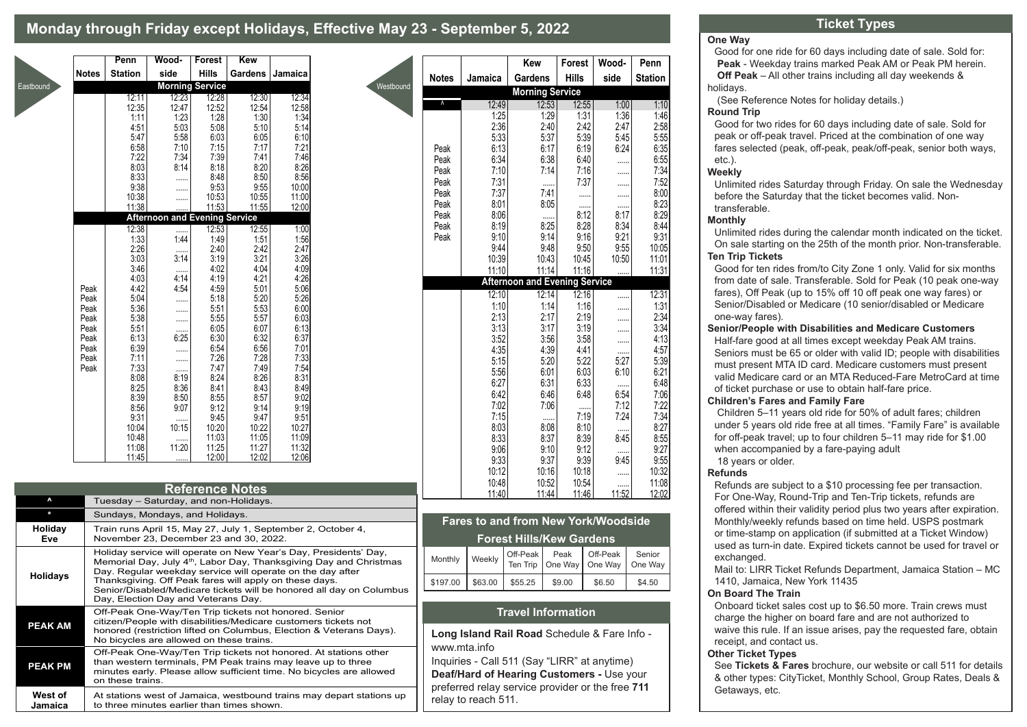## Monday through Friday except Holidays, Effective May 23 - September 5, 2022

### Eastbound

| Notes | Penn Station | Woodside | Forest Hills | Kew Gardens | Jamaica |
|---|---|---|---|---|---|
| | **Morning Service** | | | | |
| | 12:11 | 12:23 | 12:28 | 12:30 | 12:34 |
| | 12:35 | 12:47 | 12:52 | 12:54 | 12:58 |
| | 1:11 | 1:23 | 1:28 | 1:30 | 1:34 |
| | 4:51 | 5:03 | 5:08 | 5:10 | 5:14 |
| | 5:47 | 5:58 | 6:03 | 6:05 | 6:10 |
| | 6:58 | 7:10 | 7:15 | 7:17 | 7:21 |
| | 7:22 | 7:34 | 7:39 | 7:41 | 7:46 |
| | 8:03 | 8:14 | 8:18 | 8:20 | 8:26 |
| | 8:33 | ...... | 8:48 | 8:50 | 8:56 |
| | 9:38 | ...... | 9:53 | 9:55 | 10:00 |
| | 10:38 | ...... | 10:53 | 10:55 | 11:00 |
| | 11:38 | ...... | 11:53 | 11:55 | 12:00 |
| | **Afternoon and Evening Service** | | | | |
| | 12:38 | ...... | 12:53 | 12:55 | 1:00 |
| | 1:33 | 1:44 | 1:49 | 1:51 | 1:56 |
| | 2:26 | ...... | 2:40 | 2:42 | 2:47 |
| | 3:03 | 3:14 | 3:19 | 3:21 | 3:26 |
| | 3:46 | ...... | 4:02 | 4:04 | 4:09 |
| | 4:03 | 4:14 | 4:19 | 4:21 | 4:26 |
| Peak | 4:42 | 4:54 | 4:59 | 5:01 | 5:06 |
| Peak | 5:04 | ...... | 5:18 | 5:20 | 5:26 |
| Peak | 5:36 | ...... | 5:51 | 5:53 | 6:00 |
| Peak | 5:38 | ...... | 5:55 | 5:57 | 6:03 |
| Peak | 5:51 | ...... | 6:05 | 6:07 | 6:13 |
| Peak | 6:13 | 6:25 | 6:30 | 6:32 | 6:37 |
| Peak | 6:39 | ...... | 6:54 | 6:56 | 7:01 |
| Peak | 7:11 | ...... | 7:26 | 7:28 | 7:33 |
| Peak | 7:33 | ...... | 7:47 | 7:49 | 7:54 |
| | 8:08 | 8:19 | 8:24 | 8:26 | 8:31 |
| | 8:25 | 8:36 | 8:41 | 8:43 | 8:49 |
| | 8:39 | 8:50 | 8:55 | 8:57 | 9:02 |
| | 8:56 | 9:07 | 9:12 | 9:14 | 9:19 |
| | 9:31 | ...... | 9:45 | 9:47 | 9:51 |
| | 10:04 | 10:15 | 10:20 | 10:22 | 10:27 |
| | 10:48 | ...... | 11:03 | 11:05 | 11:09 |
| | 11:08 | 11:20 | 11:25 | 11:27 | 11:32 |
| | 11:45 | ...... | 12:00 | 12:02 | 12:06 |

### Westbound

| Notes | Jamaica | Kew Gardens | Forest Hills | Woodside | Penn Station |
|---|---|---|---|---|---|
| | **Morning Service** | | | | |
| ^ | 12:49 | 12:53 | 12:55 | 1:00 | 1:10 |
| | 1:25 | 1:29 | 1:31 | 1:36 | 1:46 |
| | 2:36 | 2:40 | 2:42 | 2:47 | 2:58 |
| | 5:33 | 5:37 | 5:39 | 5:45 | 5:55 |
| Peak | 6:13 | 6:17 | 6:19 | 6:24 | 6:35 |
| Peak | 6:34 | 6:38 | 6:40 | ...... | 6:55 |
| Peak | 7:10 | 7:14 | 7:16 | ...... | 7:34 |
| Peak | 7:31 | ...... | 7:37 | ...... | 7:52 |
| Peak | 7:37 | 7:41 | ...... | ...... | 8:00 |
| Peak | 8:01 | 8:05 | ...... | ...... | 8:23 |
| Peak | 8:06 | ...... | 8:12 | 8:17 | 8:29 |
| Peak | 8:19 | 8:25 | 8:28 | 8:34 | 8:44 |
| Peak | 9:10 | 9:14 | 9:16 | 9:21 | 9:31 |
| | 9:44 | 9:48 | 9:50 | 9:55 | 10:05 |
| | 10:39 | 10:43 | 10:45 | 10:50 | 11:01 |
| | 11:10 | 11:14 | 11:16 | ...... | 11:31 |
| | **Afternoon and Evening Service** | | | | |
| | 12:10 | 12:14 | 12:16 | ...... | 12:31 |
| | 1:10 | 1:14 | 1:16 | ...... | 1:31 |
| | 2:13 | 2:17 | 2:19 | ...... | 2:34 |
| | 3:13 | 3:17 | 3:19 | ...... | 3:34 |
| | 3:52 | 3:56 | 3:58 | ...... | 4:13 |
| | 4:35 | 4:39 | 4:41 | ...... | 4:57 |
| | 5:15 | 5:20 | 5:22 | 5:27 | 5:39 |
| | 5:56 | 6:01 | 6:03 | 6:10 | 6:21 |
| | 6:27 | 6:31 | 6:33 | ...... | 6:48 |
| | 6:42 | 6:46 | 6:48 | 6:54 | 7:06 |
| | 7:02 | 7:06 | ...... | 7:12 | 7:22 |
| | 7:15 | ...... | 7:19 | 7:24 | 7:34 |
| | 8:03 | 8:08 | 8:10 | ...... | 8:27 |
| | 8:33 | 8:37 | 8:39 | 8:45 | 8:55 |
| | 9:06 | 9:10 | 9:12 | ...... | 9:27 |
| | 9:33 | 9:37 | 9:39 | 9:45 | 9:55 |
| | 10:12 | 10:16 | 10:18 | ...... | 10:32 |
| | 10:48 | 10:52 | 10:54 | ...... | 11:08 |
| | 11:40 | 11:44 | 11:46 | 11:52 | 12:02 |

### Reference Notes

| | |
|---|---|
| **^** | Tuesday – Saturday, and non-Holidays. |
| **\*** | Sundays, Mondays, and Holidays. |
| **Holiday Eve** | Train runs April 15, May 27, July 1, September 2, October 4, November 23, December 23 and 30, 2022. |
| **Holidays** | Holiday service will operate on New Year's Day, Presidents' Day, Memorial Day, July 4th, Labor Day, Thanksgiving Day and Christmas Day. Regular weekday service will operate on the day after Thanksgiving. Off Peak fares will apply on these days. Senior/Disabled/Medicare tickets will be honored all day on Columbus Day, Election Day and Veterans Day. |
| **PEAK AM** | Off-Peak One-Way/Ten Trip tickets not honored. Senior citizen/People with disabilities/Medicare customers tickets not honored (restriction lifted on Columbus, Election & Veterans Days). No bicycles are allowed on these trains. |
| **PEAK PM** | Off-Peak One-Way/Ten Trip tickets not honored. At stations other than western terminals, PM Peak trains may leave up to three minutes early. Please allow sufficient time. No bicycles are allowed on these trains. |
| **West of Jamaica** | At stations west of Jamaica, westbound trains may depart stations up to three minutes earlier than times shown. |

### Fares to and from New York/Woodside Forest Hills/Kew Gardens

| Monthly | Weekly | Off-Peak Ten Trip | Peak One Way | Off-Peak One Way | Senior One Way |
|---|---|---|---|---|---|
| $197.00 | $63.00 | $55.25 | $9.00 | $6.50 | $4.50 |

### Travel Information

**Long Island Rail Road** Schedule & Fare Info - www.mta.info

Inquiries - Call 511 (Say "LIRR" at anytime)

**Deaf/Hard of Hearing Customers -** Use your preferred relay service provider or the free **711** relay to reach 511.

## Ticket Types

**One Way**

Good for one ride for 60 days including date of sale. Sold for:
**Peak** - Weekday trains marked Peak AM or Peak PM herein.
**Off Peak** – All other trains including all day weekends & holidays.
(See Reference Notes for holiday details.)

**Round Trip**

Good for two rides for 60 days including date of sale. Sold for peak or off-peak travel. Priced at the combination of one way fares selected (peak, off-peak, peak/off-peak, senior both ways, etc.).

**Weekly**

Unlimited rides Saturday through Friday. On sale the Wednesday before the Saturday that the ticket becomes valid. Non-transferable.

**Monthly**

Unlimited rides during the calendar month indicated on the ticket. On sale starting on the 25th of the month prior. Non-transferable.

**Ten Trip Tickets**

Good for ten rides from/to City Zone 1 only. Valid for six months from date of sale. Transferable. Sold for Peak (10 peak one-way fares), Off Peak (up to 15% off 10 off peak one way fares) or Senior/Disabled or Medicare (10 senior/disabled or Medicare one-way fares).

**Senior/People with Disabilities and Medicare Customers**

Half-fare good at all times except weekday Peak AM trains. Seniors must be 65 or older with valid ID; people with disabilities must present MTA ID card. Medicare customers must present valid Medicare card or an MTA Reduced-Fare MetroCard at time of ticket purchase or use to obtain half-fare price.

**Children's Fares and Family Fare**

Children 5–11 years old ride for 50% of adult fares; children under 5 years old ride free at all times. "Family Fare" is available for off-peak travel; up to four children 5–11 may ride for $1.00 when accompanied by a fare-paying adult 18 years or older.

**Refunds**

Refunds are subject to a $10 processing fee per transaction. For One-Way, Round-Trip and Ten-Trip tickets, refunds are offered within their validity period plus two years after expiration. Monthly/weekly refunds based on time held. USPS postmark or time-stamp on application (if submitted at a Ticket Window) used as turn-in date. Expired tickets cannot be used for travel or exchanged.

Mail to: LIRR Ticket Refunds Department, Jamaica Station – MC 1410, Jamaica, New York 11435

**On Board The Train**

Onboard ticket sales cost up to $6.50 more. Train crews must charge the higher on board fare and are not authorized to waive this rule. If an issue arises, pay the requested fare, obtain receipt, and contact us.

**Other Ticket Types**

See **Tickets & Fares** brochure, our website or call 511 for details & other types: CityTicket, Monthly School, Group Rates, Deals & Getaways, etc.